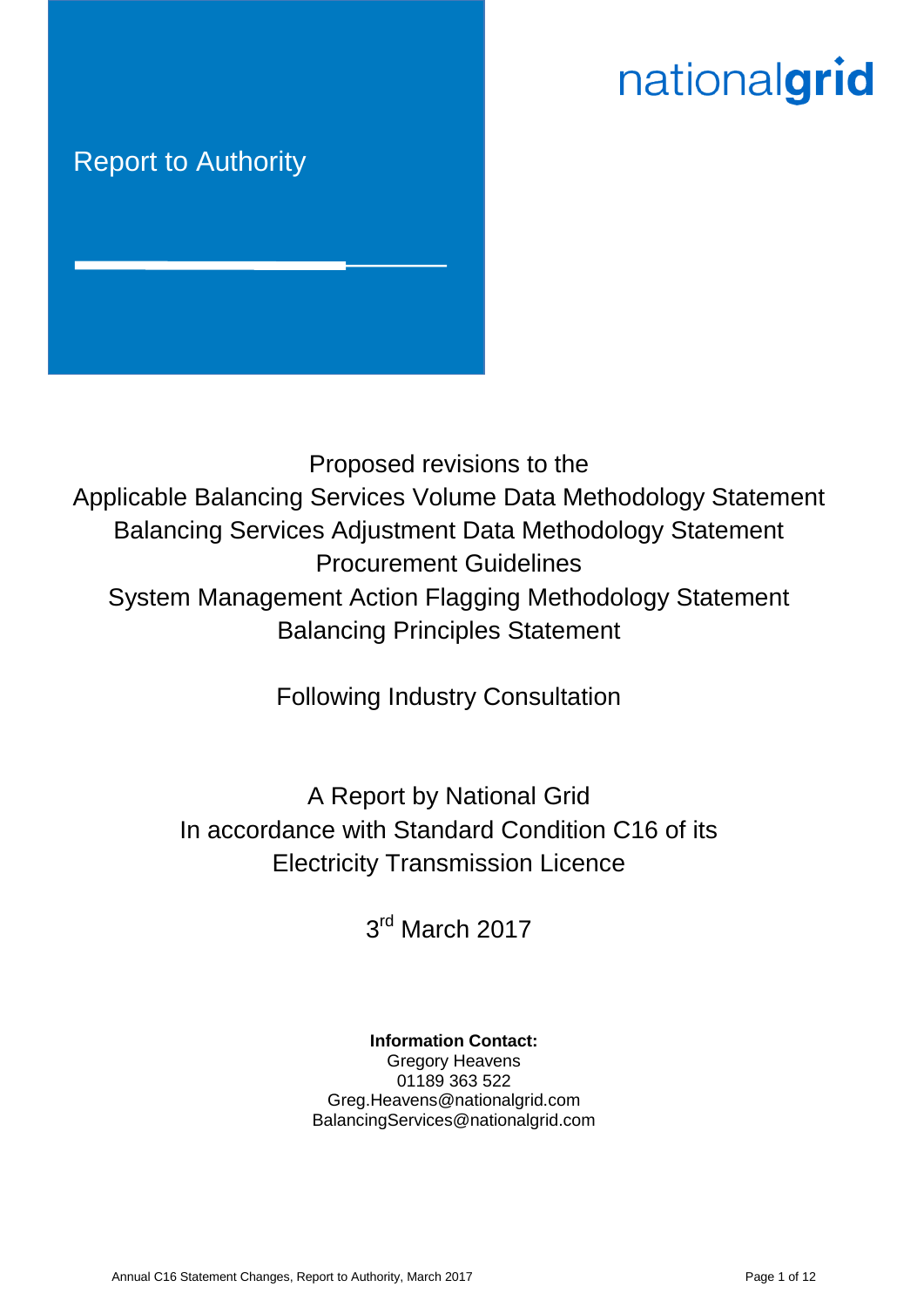Report to Authority

nationalgrid

# Proposed revisions to the Applicable Balancing Services Volume Data Methodology Statement Balancing Services Adjustment Data Methodology Statement Procurement Guidelines System Management Action Flagging Methodology Statement Balancing Principles Statement

Following Industry Consultation

A Report by National Grid
In accordance with Standard Condition C16 of its Electricity Transmission Licence

3rd March 2017

**Information Contact:**
Gregory Heavens
01189 363 522
Greg.Heavens@nationalgrid.com
BalancingServices@nationalgrid.com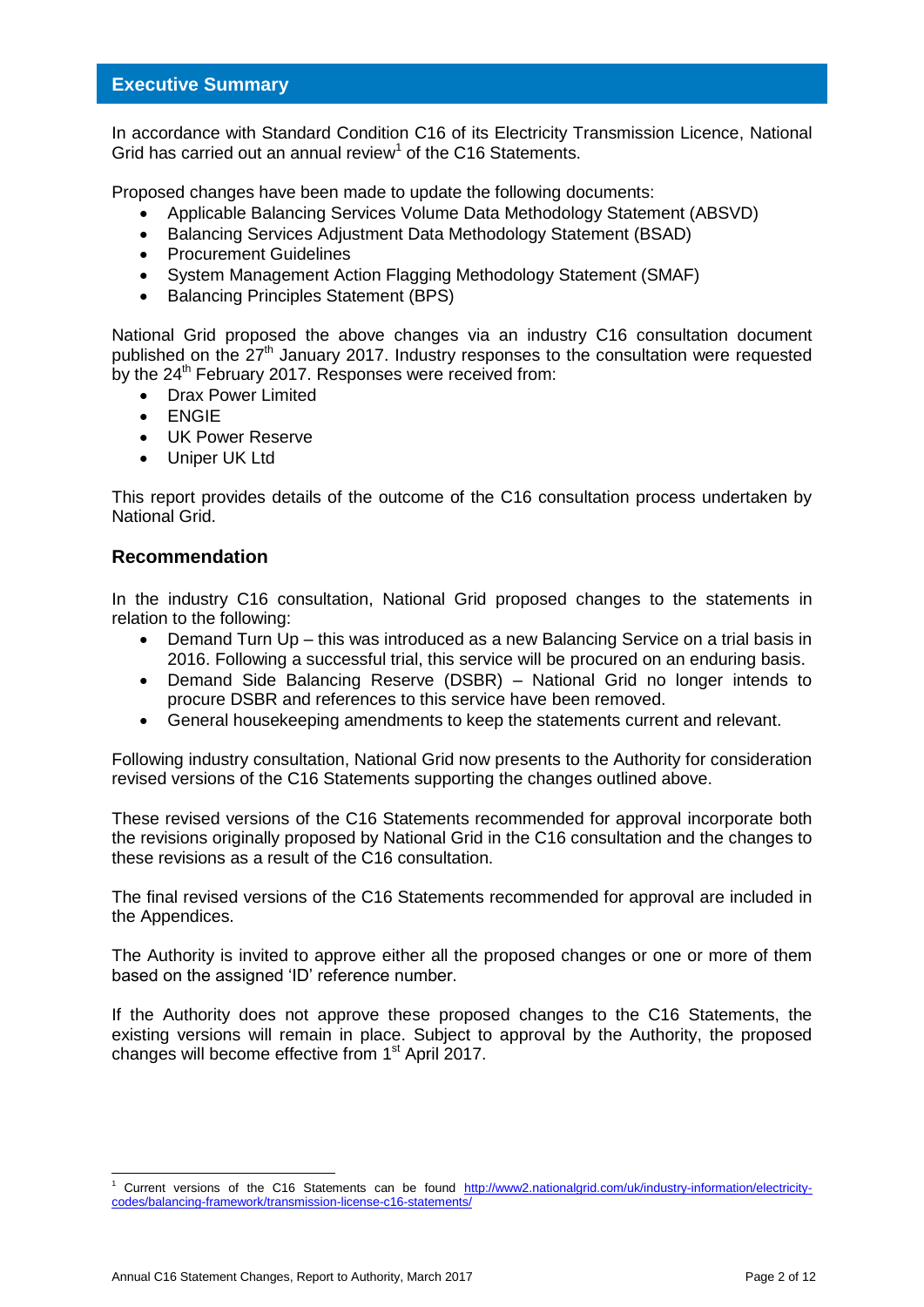## Executive Summary

In accordance with Standard Condition C16 of its Electricity Transmission Licence, National Grid has carried out an annual review[1] of the C16 Statements.

Proposed changes have been made to update the following documents:

- Applicable Balancing Services Volume Data Methodology Statement (ABSVD)
- Balancing Services Adjustment Data Methodology Statement (BSAD)
- Procurement Guidelines
- System Management Action Flagging Methodology Statement (SMAF)
- Balancing Principles Statement (BPS)

National Grid proposed the above changes via an industry C16 consultation document published on the 27th January 2017. Industry responses to the consultation were requested by the 24th February 2017. Responses were received from:

- Drax Power Limited
- ENGIE
- UK Power Reserve
- Uniper UK Ltd

This report provides details of the outcome of the C16 consultation process undertaken by National Grid.

### Recommendation

In the industry C16 consultation, National Grid proposed changes to the statements in relation to the following:

- Demand Turn Up – this was introduced as a new Balancing Service on a trial basis in 2016. Following a successful trial, this service will be procured on an enduring basis.
- Demand Side Balancing Reserve (DSBR) – National Grid no longer intends to procure DSBR and references to this service have been removed.
- General housekeeping amendments to keep the statements current and relevant.

Following industry consultation, National Grid now presents to the Authority for consideration revised versions of the C16 Statements supporting the changes outlined above.

These revised versions of the C16 Statements recommended for approval incorporate both the revisions originally proposed by National Grid in the C16 consultation and the changes to these revisions as a result of the C16 consultation.

The final revised versions of the C16 Statements recommended for approval are included in the Appendices.

The Authority is invited to approve either all the proposed changes or one or more of them based on the assigned 'ID' reference number.

If the Authority does not approve these proposed changes to the C16 Statements, the existing versions will remain in place. Subject to approval by the Authority, the proposed changes will become effective from 1st April 2017.

[1] Current versions of the C16 Statements can be found http://www2.nationalgrid.com/uk/industry-information/electricity-codes/balancing-framework/transmission-license-c16-statements/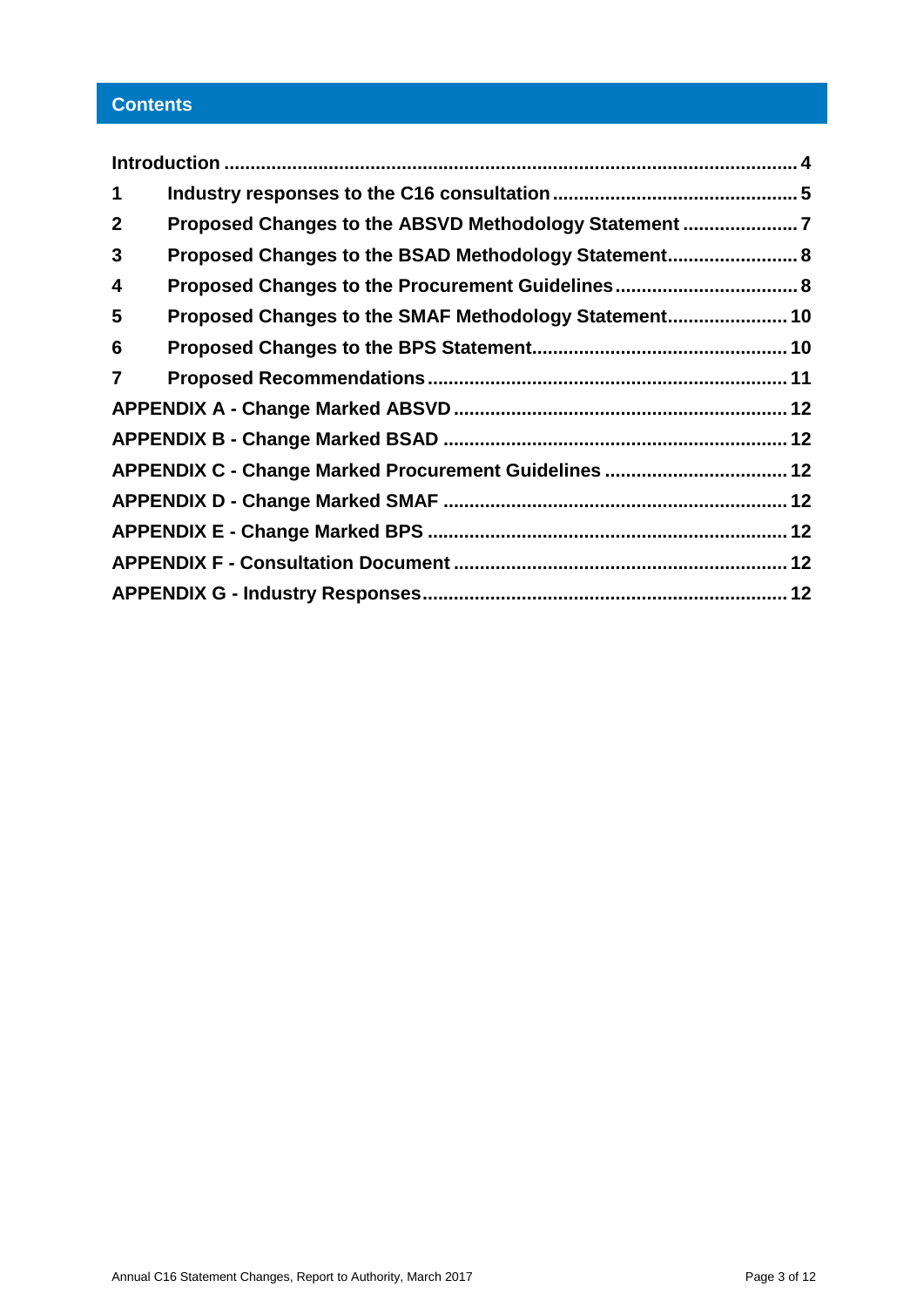## Contents

| | | |
|---|---|---|
| Introduction | | 4 |
| 1 | Industry responses to the C16 consultation | 5 |
| 2 | Proposed Changes to the ABSVD Methodology Statement | 7 |
| 3 | Proposed Changes to the BSAD Methodology Statement | 8 |
| 4 | Proposed Changes to the Procurement Guidelines | 8 |
| 5 | Proposed Changes to the SMAF Methodology Statement | 10 |
| 6 | Proposed Changes to the BPS Statement | 10 |
| 7 | Proposed Recommendations | 11 |
| APPENDIX A - Change Marked ABSVD | | 12 |
| APPENDIX B - Change Marked BSAD | | 12 |
| APPENDIX C - Change Marked Procurement Guidelines | | 12 |
| APPENDIX D - Change Marked SMAF | | 12 |
| APPENDIX E - Change Marked BPS | | 12 |
| APPENDIX F - Consultation Document | | 12 |
| APPENDIX G - Industry Responses | | 12 |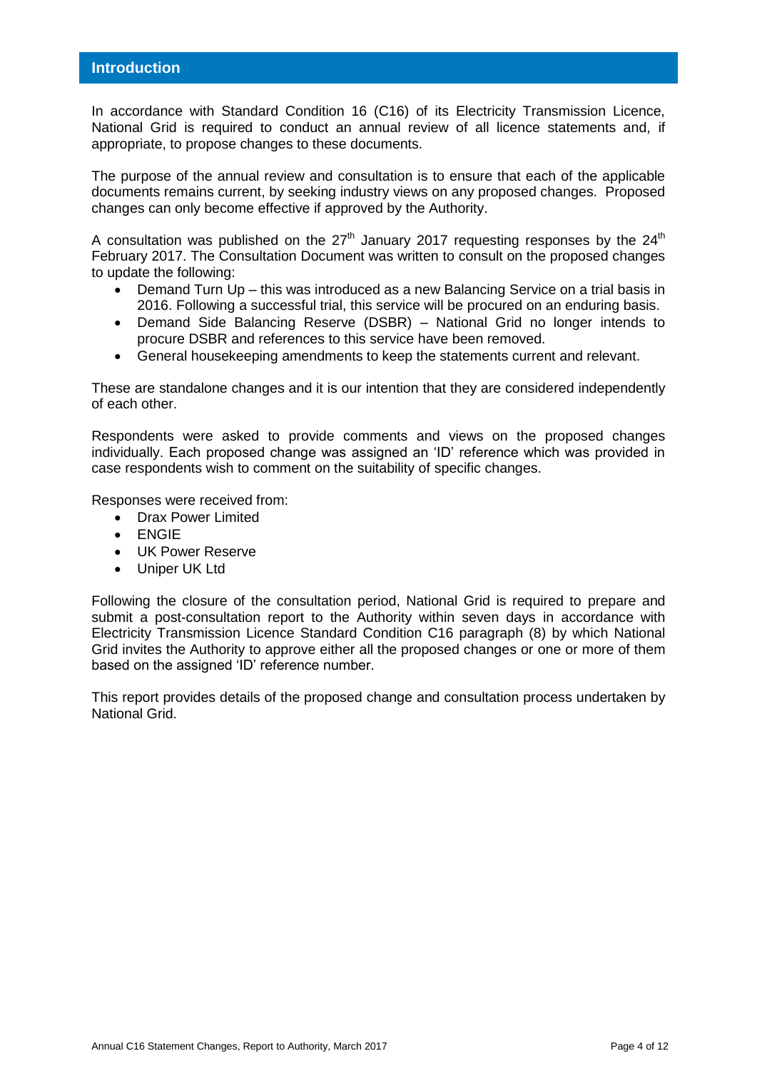## Introduction

In accordance with Standard Condition 16 (C16) of its Electricity Transmission Licence, National Grid is required to conduct an annual review of all licence statements and, if appropriate, to propose changes to these documents.

The purpose of the annual review and consultation is to ensure that each of the applicable documents remains current, by seeking industry views on any proposed changes. Proposed changes can only become effective if approved by the Authority.

A consultation was published on the 27th January 2017 requesting responses by the 24th February 2017. The Consultation Document was written to consult on the proposed changes to update the following:

- Demand Turn Up – this was introduced as a new Balancing Service on a trial basis in 2016. Following a successful trial, this service will be procured on an enduring basis.
- Demand Side Balancing Reserve (DSBR) – National Grid no longer intends to procure DSBR and references to this service have been removed.
- General housekeeping amendments to keep the statements current and relevant.

These are standalone changes and it is our intention that they are considered independently of each other.

Respondents were asked to provide comments and views on the proposed changes individually. Each proposed change was assigned an 'ID' reference which was provided in case respondents wish to comment on the suitability of specific changes.

Responses were received from:

- Drax Power Limited
- ENGIE
- UK Power Reserve
- Uniper UK Ltd

Following the closure of the consultation period, National Grid is required to prepare and submit a post-consultation report to the Authority within seven days in accordance with Electricity Transmission Licence Standard Condition C16 paragraph (8) by which National Grid invites the Authority to approve either all the proposed changes or one or more of them based on the assigned 'ID' reference number.

This report provides details of the proposed change and consultation process undertaken by National Grid.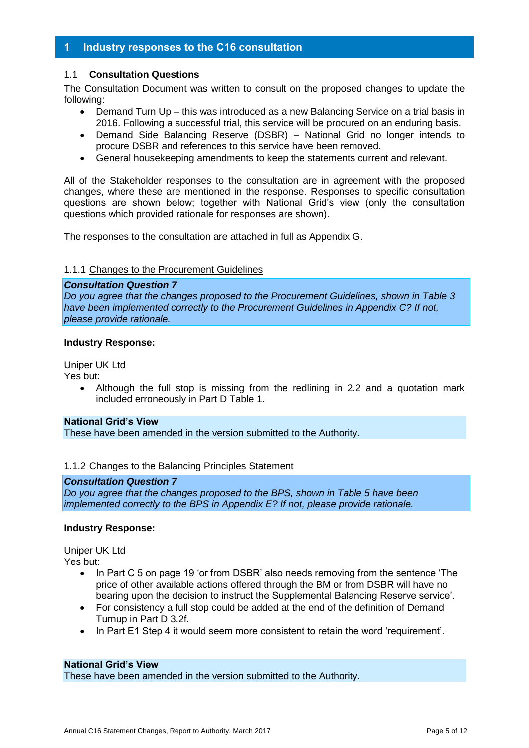## 1 Industry responses to the C16 consultation

### 1.1 Consultation Questions

The Consultation Document was written to consult on the proposed changes to update the following:

- Demand Turn Up – this was introduced as a new Balancing Service on a trial basis in 2016. Following a successful trial, this service will be procured on an enduring basis.
- Demand Side Balancing Reserve (DSBR) – National Grid no longer intends to procure DSBR and references to this service have been removed.
- General housekeeping amendments to keep the statements current and relevant.

All of the Stakeholder responses to the consultation are in agreement with the proposed changes, where these are mentioned in the response. Responses to specific consultation questions are shown below; together with National Grid's view (only the consultation questions which provided rationale for responses are shown).

The responses to the consultation are attached in full as Appendix G.

#### 1.1.1 Changes to the Procurement Guidelines

***Consultation Question 7***
*Do you agree that the changes proposed to the Procurement Guidelines, shown in Table 3 have been implemented correctly to the Procurement Guidelines in Appendix C? If not, please provide rationale.*

**Industry Response:**

Uniper UK Ltd
Yes but:

- Although the full stop is missing from the redlining in 2.2 and a quotation mark included erroneously in Part D Table 1.

**National Grid's View**
These have been amended in the version submitted to the Authority.

#### 1.1.2 Changes to the Balancing Principles Statement

***Consultation Question 7***
*Do you agree that the changes proposed to the BPS, shown in Table 5 have been implemented correctly to the BPS in Appendix E? If not, please provide rationale.*

**Industry Response:**

Uniper UK Ltd
Yes but:

- In Part C 5 on page 19 'or from DSBR' also needs removing from the sentence 'The price of other available actions offered through the BM or from DSBR will have no bearing upon the decision to instruct the Supplemental Balancing Reserve service'.
- For consistency a full stop could be added at the end of the definition of Demand Turnup in Part D 3.2f.
- In Part E1 Step 4 it would seem more consistent to retain the word 'requirement'.

**National Grid's View**
These have been amended in the version submitted to the Authority.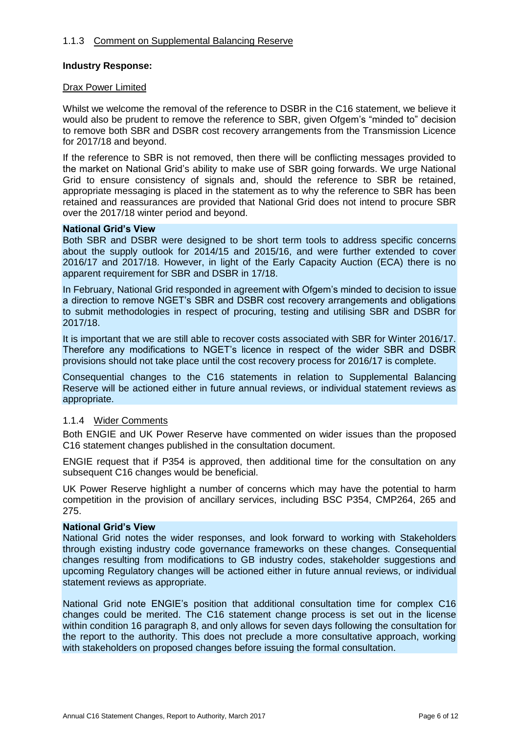### 1.1.3 Comment on Supplemental Balancing Reserve

**Industry Response:**

Drax Power Limited

Whilst we welcome the removal of the reference to DSBR in the C16 statement, we believe it would also be prudent to remove the reference to SBR, given Ofgem's "minded to" decision to remove both SBR and DSBR cost recovery arrangements from the Transmission Licence for 2017/18 and beyond.

If the reference to SBR is not removed, then there will be conflicting messages provided to the market on National Grid's ability to make use of SBR going forwards. We urge National Grid to ensure consistency of signals and, should the reference to SBR be retained, appropriate messaging is placed in the statement as to why the reference to SBR has been retained and reassurances are provided that National Grid does not intend to procure SBR over the 2017/18 winter period and beyond.

**National Grid's View**

Both SBR and DSBR were designed to be short term tools to address specific concerns about the supply outlook for 2014/15 and 2015/16, and were further extended to cover 2016/17 and 2017/18. However, in light of the Early Capacity Auction (ECA) there is no apparent requirement for SBR and DSBR in 17/18.

In February, National Grid responded in agreement with Ofgem's minded to decision to issue a direction to remove NGET's SBR and DSBR cost recovery arrangements and obligations to submit methodologies in respect of procuring, testing and utilising SBR and DSBR for 2017/18.

It is important that we are still able to recover costs associated with SBR for Winter 2016/17. Therefore any modifications to NGET's licence in respect of the wider SBR and DSBR provisions should not take place until the cost recovery process for 2016/17 is complete.

Consequential changes to the C16 statements in relation to Supplemental Balancing Reserve will be actioned either in future annual reviews, or individual statement reviews as appropriate.

### 1.1.4 Wider Comments

Both ENGIE and UK Power Reserve have commented on wider issues than the proposed C16 statement changes published in the consultation document.

ENGIE request that if P354 is approved, then additional time for the consultation on any subsequent C16 changes would be beneficial.

UK Power Reserve highlight a number of concerns which may have the potential to harm competition in the provision of ancillary services, including BSC P354, CMP264, 265 and 275.

**National Grid's View**

National Grid notes the wider responses, and look forward to working with Stakeholders through existing industry code governance frameworks on these changes. Consequential changes resulting from modifications to GB industry codes, stakeholder suggestions and upcoming Regulatory changes will be actioned either in future annual reviews, or individual statement reviews as appropriate.

National Grid note ENGIE's position that additional consultation time for complex C16 changes could be merited. The C16 statement change process is set out in the license within condition 16 paragraph 8, and only allows for seven days following the consultation for the report to the authority. This does not preclude a more consultative approach, working with stakeholders on proposed changes before issuing the formal consultation.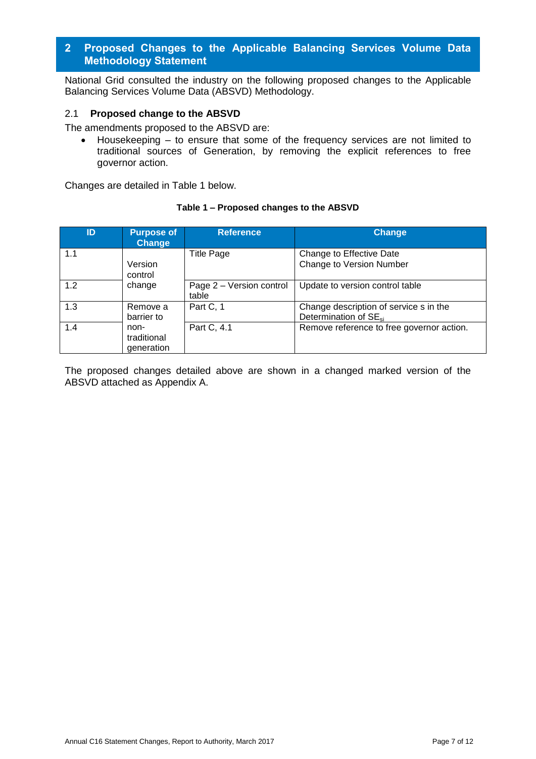## 2 Proposed Changes to the Applicable Balancing Services Volume Data Methodology Statement

National Grid consulted the industry on the following proposed changes to the Applicable Balancing Services Volume Data (ABSVD) Methodology.

### 2.1 Proposed change to the ABSVD

The amendments proposed to the ABSVD are:

- Housekeeping – to ensure that some of the frequency services are not limited to traditional sources of Generation, by removing the explicit references to free governor action.

Changes are detailed in Table 1 below.

**Table 1 – Proposed changes to the ABSVD**

| ID | Purpose of Change | Reference | Change |
|---|---|---|---|
| 1.1 | Version control change | Title Page | Change to Effective Date<br>Change to Version Number |
| 1.2 | | Page 2 – Version control table | Update to version control table |
| 1.3 | Remove a barrier to non-traditional generation | Part C, 1 | Change description of service s in the Determination of $SE_{si}$ |
| 1.4 | | Part C, 4.1 | Remove reference to free governor action. |

The proposed changes detailed above are shown in a changed marked version of the ABSVD attached as Appendix A.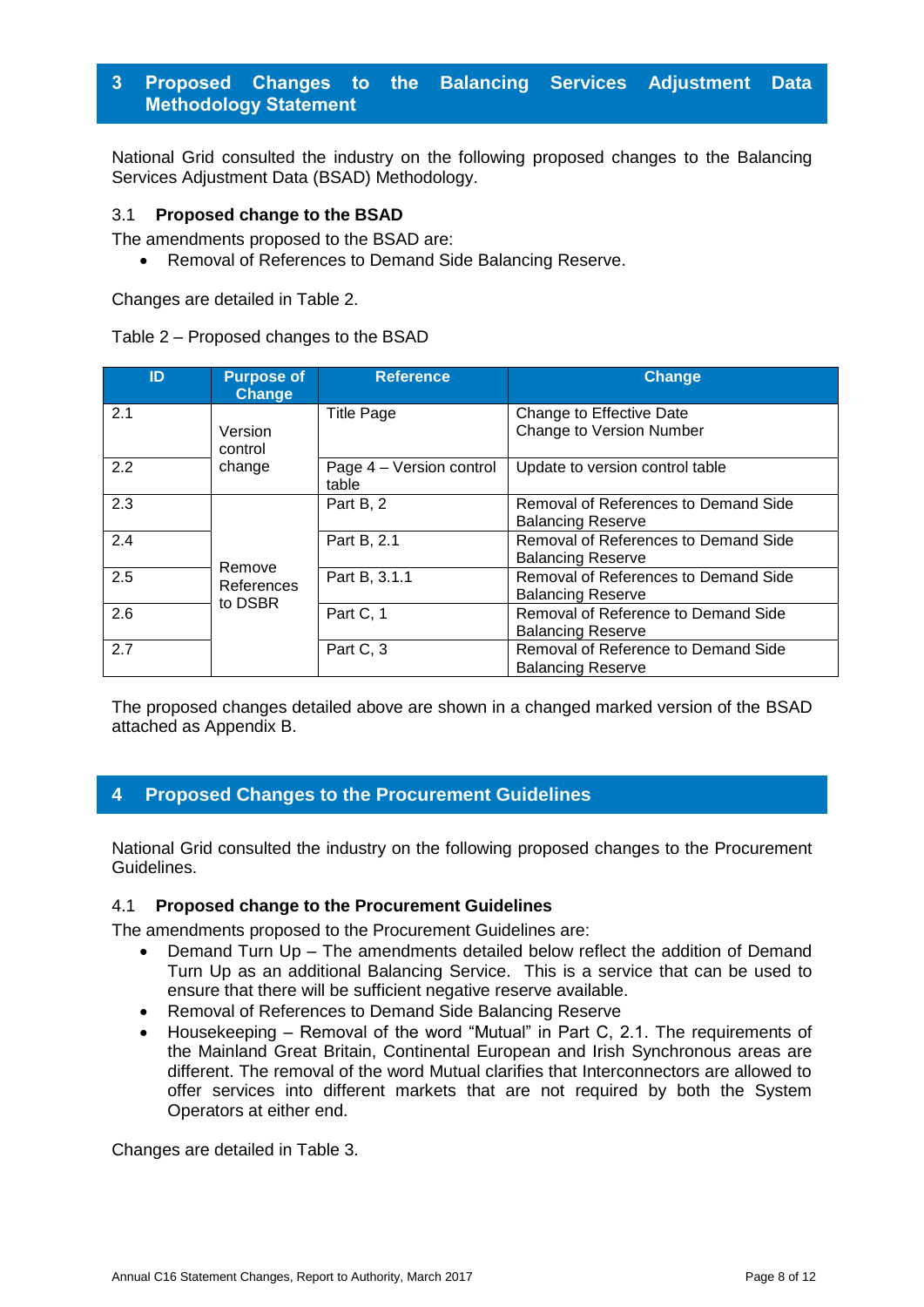## 3 Proposed Changes to the Balancing Services Adjustment Data Methodology Statement

National Grid consulted the industry on the following proposed changes to the Balancing Services Adjustment Data (BSAD) Methodology.

### 3.1 Proposed change to the BSAD

The amendments proposed to the BSAD are:

- Removal of References to Demand Side Balancing Reserve.

Changes are detailed in Table 2.

Table 2 – Proposed changes to the BSAD

| ID | Purpose of Change | Reference | Change |
|---|---|---|---|
| 2.1 | Version control change | Title Page | Change to Effective Date<br>Change to Version Number |
| 2.2 | | Page 4 – Version control table | Update to version control table |
| 2.3 | Remove References to DSBR | Part B, 2 | Removal of References to Demand Side Balancing Reserve |
| 2.4 | | Part B, 2.1 | Removal of References to Demand Side Balancing Reserve |
| 2.5 | | Part B, 3.1.1 | Removal of References to Demand Side Balancing Reserve |
| 2.6 | | Part C, 1 | Removal of Reference to Demand Side Balancing Reserve |
| 2.7 | | Part C, 3 | Removal of Reference to Demand Side Balancing Reserve |

The proposed changes detailed above are shown in a changed marked version of the BSAD attached as Appendix B.

## 4 Proposed Changes to the Procurement Guidelines

National Grid consulted the industry on the following proposed changes to the Procurement Guidelines.

### 4.1 Proposed change to the Procurement Guidelines

The amendments proposed to the Procurement Guidelines are:

- Demand Turn Up – The amendments detailed below reflect the addition of Demand Turn Up as an additional Balancing Service. This is a service that can be used to ensure that there will be sufficient negative reserve available.
- Removal of References to Demand Side Balancing Reserve
- Housekeeping – Removal of the word "Mutual" in Part C, 2.1. The requirements of the Mainland Great Britain, Continental European and Irish Synchronous areas are different. The removal of the word Mutual clarifies that Interconnectors are allowed to offer services into different markets that are not required by both the System Operators at either end.

Changes are detailed in Table 3.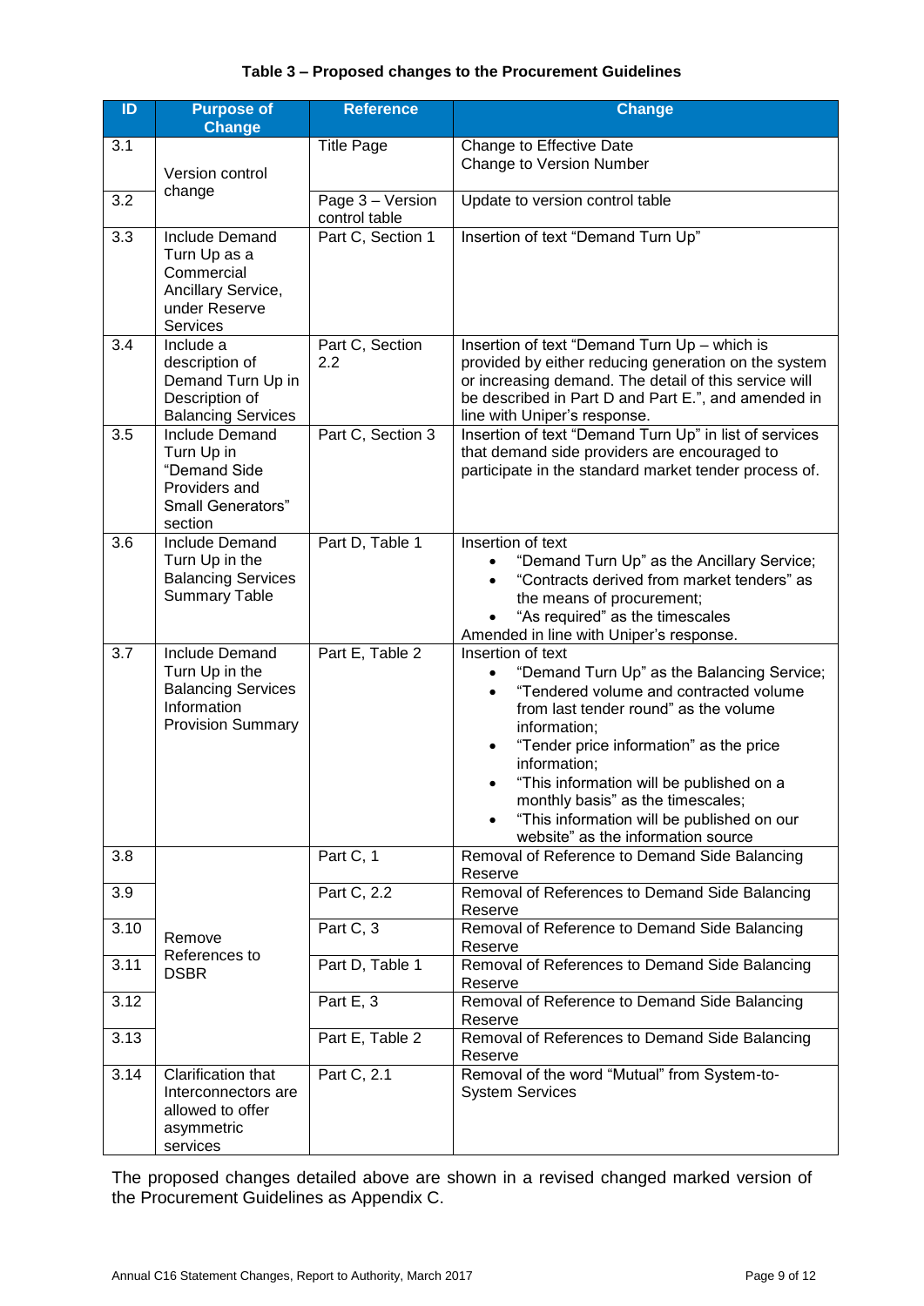**Table 3 – Proposed changes to the Procurement Guidelines**

| ID | Purpose of Change | Reference | Change |
|---|---|---|---|
| 3.1 | Version control change | Title Page | Change to Effective Date<br>Change to Version Number |
| 3.2 | | Page 3 – Version control table | Update to version control table |
| 3.3 | Include Demand Turn Up as a Commercial Ancillary Service, under Reserve Services | Part C, Section 1 | Insertion of text "Demand Turn Up" |
| 3.4 | Include a description of Demand Turn Up in Description of Balancing Services | Part C, Section 2.2 | Insertion of text "Demand Turn Up – which is provided by either reducing generation on the system or increasing demand. The detail of this service will be described in Part D and Part E.", and amended in line with Uniper's response. |
| 3.5 | Include Demand Turn Up in "Demand Side Providers and Small Generators" section | Part C, Section 3 | Insertion of text "Demand Turn Up" in list of services that demand side providers are encouraged to participate in the standard market tender process of. |
| 3.6 | Include Demand Turn Up in the Balancing Services Summary Table | Part D, Table 1 | Insertion of text<br>• "Demand Turn Up" as the Ancillary Service;<br>• "Contracts derived from market tenders" as the means of procurement;<br>• "As required" as the timescales<br>Amended in line with Uniper's response. |
| 3.7 | Include Demand Turn Up in the Balancing Services Information Provision Summary | Part E, Table 2 | Insertion of text<br>• "Demand Turn Up" as the Balancing Service;<br>• "Tendered volume and contracted volume from last tender round" as the volume information;<br>• "Tender price information" as the price information;<br>• "This information will be published on a monthly basis" as the timescales;<br>• "This information will be published on our website" as the information source |
| 3.8 | Remove References to DSBR | Part C, 1 | Removal of Reference to Demand Side Balancing Reserve |
| 3.9 | | Part C, 2.2 | Removal of References to Demand Side Balancing Reserve |
| 3.10 | | Part C, 3 | Removal of Reference to Demand Side Balancing Reserve |
| 3.11 | | Part D, Table 1 | Removal of References to Demand Side Balancing Reserve |
| 3.12 | | Part E, 3 | Removal of Reference to Demand Side Balancing Reserve |
| 3.13 | | Part E, Table 2 | Removal of References to Demand Side Balancing Reserve |
| 3.14 | Clarification that Interconnectors are allowed to offer asymmetric services | Part C, 2.1 | Removal of the word "Mutual" from System-to-System Services |

The proposed changes detailed above are shown in a revised changed marked version of the Procurement Guidelines as Appendix C.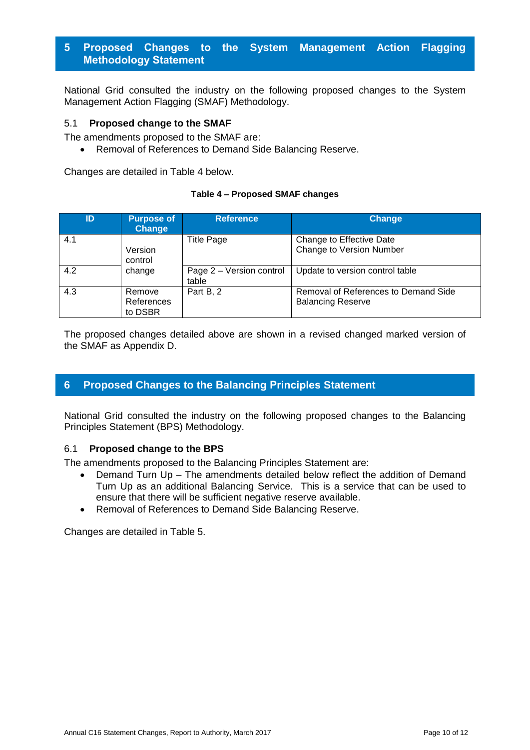## 5 Proposed Changes to the System Management Action Flagging Methodology Statement

National Grid consulted the industry on the following proposed changes to the System Management Action Flagging (SMAF) Methodology.

### 5.1 Proposed change to the SMAF

The amendments proposed to the SMAF are:

- Removal of References to Demand Side Balancing Reserve.

Changes are detailed in Table 4 below.

**Table 4 – Proposed SMAF changes**

| ID | Purpose of Change | Reference | Change |
|---|---|---|---|
| 4.1 | Version control change | Title Page | Change to Effective Date<br>Change to Version Number |
| 4.2 | | Page 2 – Version control table | Update to version control table |
| 4.3 | Remove References to DSBR | Part B, 2 | Removal of References to Demand Side Balancing Reserve |

The proposed changes detailed above are shown in a revised changed marked version of the SMAF as Appendix D.

## 6 Proposed Changes to the Balancing Principles Statement

National Grid consulted the industry on the following proposed changes to the Balancing Principles Statement (BPS) Methodology.

### 6.1 Proposed change to the BPS

The amendments proposed to the Balancing Principles Statement are:

- Demand Turn Up – The amendments detailed below reflect the addition of Demand Turn Up as an additional Balancing Service. This is a service that can be used to ensure that there will be sufficient negative reserve available.
- Removal of References to Demand Side Balancing Reserve.

Changes are detailed in Table 5.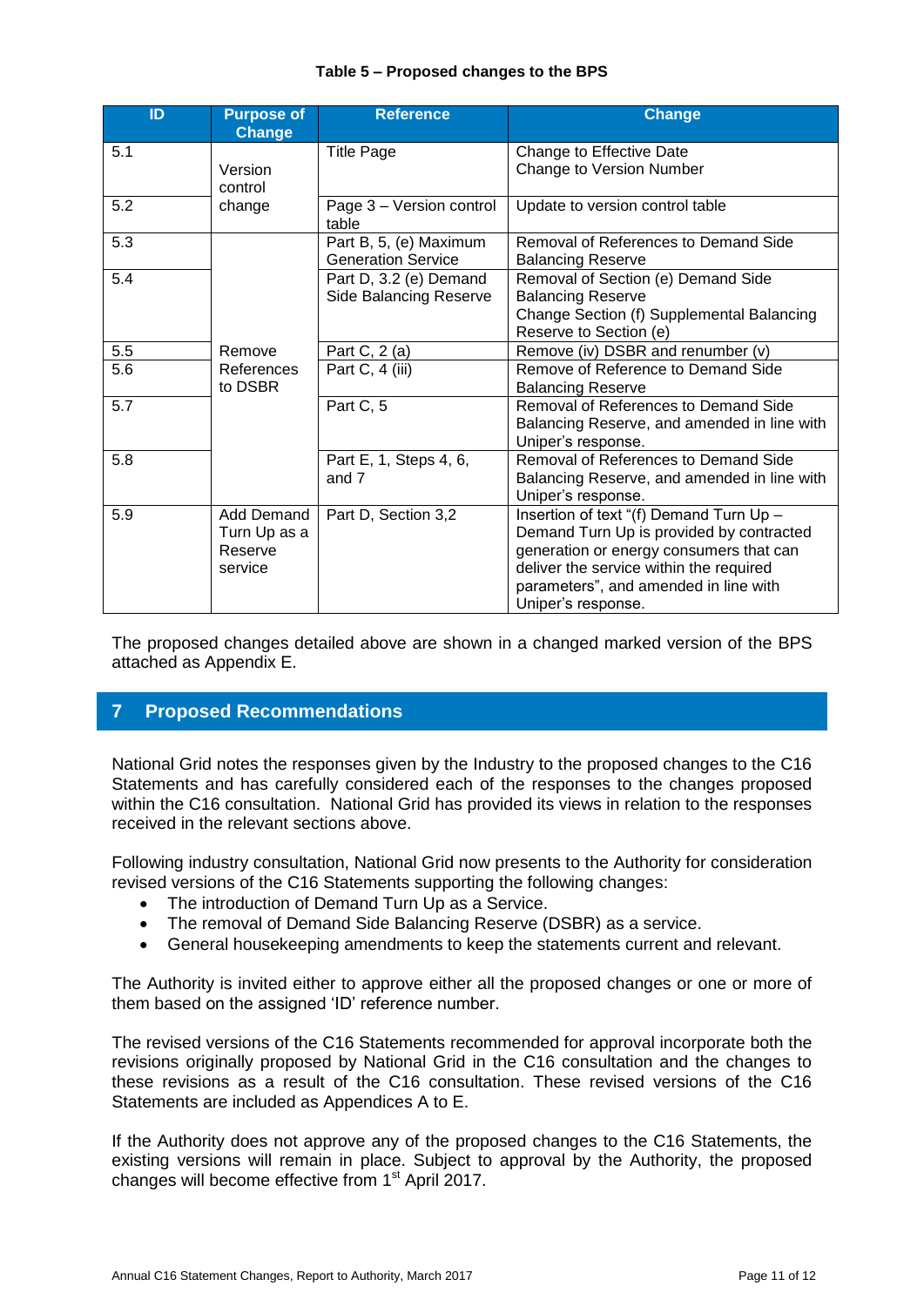**Table 5 – Proposed changes to the BPS**

| ID | Purpose of Change | Reference | Change |
|---|---|---|---|
| 5.1 | Version control change | Title Page | Change to Effective Date<br>Change to Version Number |
| 5.2 | | Page 3 – Version control table | Update to version control table |
| 5.3 | Remove References to DSBR | Part B, 5, (e) Maximum Generation Service | Removal of References to Demand Side Balancing Reserve |
| 5.4 | | Part D, 3.2 (e) Demand Side Balancing Reserve | Removal of Section (e) Demand Side Balancing Reserve<br>Change Section (f) Supplemental Balancing Reserve to Section (e) |
| 5.5 | | Part C, 2 (a) | Remove (iv) DSBR and renumber (v) |
| 5.6 | | Part C, 4 (iii) | Remove of Reference to Demand Side Balancing Reserve |
| 5.7 | | Part C, 5 | Removal of References to Demand Side Balancing Reserve, and amended in line with Uniper's response. |
| 5.8 | | Part E, 1, Steps 4, 6, and 7 | Removal of References to Demand Side Balancing Reserve, and amended in line with Uniper's response. |
| 5.9 | Add Demand Turn Up as a Reserve service | Part D, Section 3,2 | Insertion of text "(f) Demand Turn Up – Demand Turn Up is provided by contracted generation or energy consumers that can deliver the service within the required parameters", and amended in line with Uniper's response. |

The proposed changes detailed above are shown in a changed marked version of the BPS attached as Appendix E.

## 7 Proposed Recommendations

National Grid notes the responses given by the Industry to the proposed changes to the C16 Statements and has carefully considered each of the responses to the changes proposed within the C16 consultation. National Grid has provided its views in relation to the responses received in the relevant sections above.

Following industry consultation, National Grid now presents to the Authority for consideration revised versions of the C16 Statements supporting the following changes:

- The introduction of Demand Turn Up as a Service.
- The removal of Demand Side Balancing Reserve (DSBR) as a service.
- General housekeeping amendments to keep the statements current and relevant.

The Authority is invited either to approve either all the proposed changes or one or more of them based on the assigned 'ID' reference number.

The revised versions of the C16 Statements recommended for approval incorporate both the revisions originally proposed by National Grid in the C16 consultation and the changes to these revisions as a result of the C16 consultation. These revised versions of the C16 Statements are included as Appendices A to E.

If the Authority does not approve any of the proposed changes to the C16 Statements, the existing versions will remain in place. Subject to approval by the Authority, the proposed changes will become effective from 1st April 2017.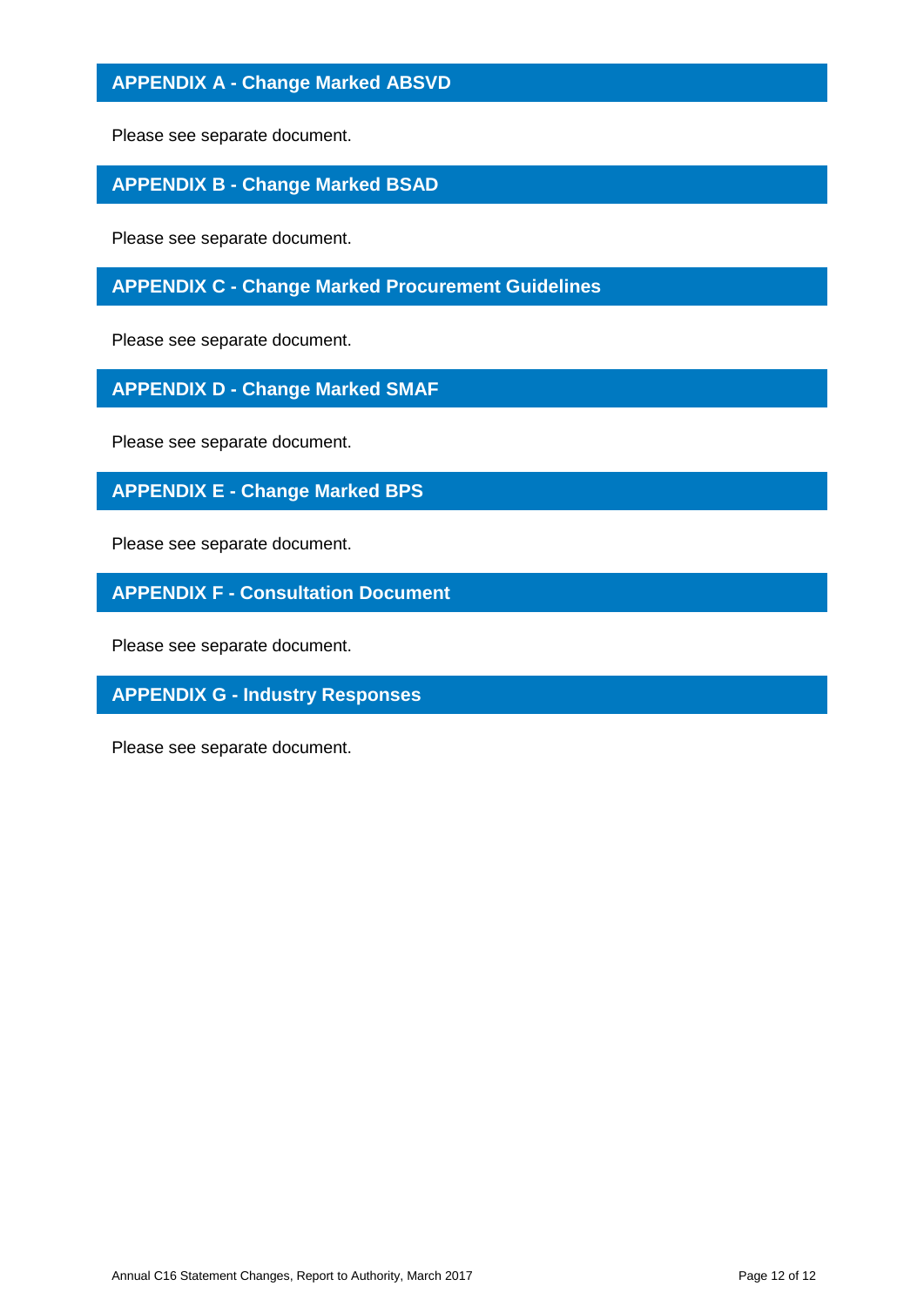## APPENDIX A - Change Marked ABSVD

Please see separate document.

## APPENDIX B - Change Marked BSAD

Please see separate document.

## APPENDIX C - Change Marked Procurement Guidelines

Please see separate document.

## APPENDIX D - Change Marked SMAF

Please see separate document.

## APPENDIX E - Change Marked BPS

Please see separate document.

## APPENDIX F - Consultation Document

Please see separate document.

## APPENDIX G - Industry Responses

Please see separate document.